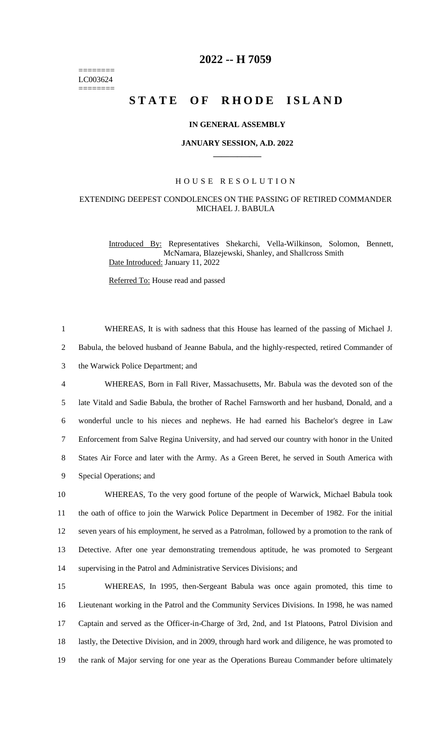========
LC003624
========

# 2022 -- H 7059

# STATE OF RHODE ISLAND

### IN GENERAL ASSEMBLY

### JANUARY SESSION, A.D. 2022

## HOUSE RESOLUTION

### EXTENDING DEEPEST CONDOLENCES ON THE PASSING OF RETIRED COMMANDER MICHAEL J. BABULA

Introduced By: Representatives Shekarchi, Vella-Wilkinson, Solomon, Bennett, McNamara, Blazejewski, Shanley, and Shallcross Smith

Date Introduced: January 11, 2022

Referred To: House read and passed

1 WHEREAS, It is with sadness that this House has learned of the passing of Michael J.
2 Babula, the beloved husband of Jeanne Babula, and the highly-respected, retired Commander of
3 the Warwick Police Department; and

4 WHEREAS, Born in Fall River, Massachusetts, Mr. Babula was the devoted son of the
5 late Vitald and Sadie Babula, the brother of Rachel Farnsworth and her husband, Donald, and a
6 wonderful uncle to his nieces and nephews. He had earned his Bachelor's degree in Law
7 Enforcement from Salve Regina University, and had served our country with honor in the United
8 States Air Force and later with the Army. As a Green Beret, he served in South America with
9 Special Operations; and

10 WHEREAS, To the very good fortune of the people of Warwick, Michael Babula took
11 the oath of office to join the Warwick Police Department in December of 1982. For the initial
12 seven years of his employment, he served as a Patrolman, followed by a promotion to the rank of
13 Detective. After one year demonstrating tremendous aptitude, he was promoted to Sergeant
14 supervising in the Patrol and Administrative Services Divisions; and

15 WHEREAS, In 1995, then-Sergeant Babula was once again promoted, this time to
16 Lieutenant working in the Patrol and the Community Services Divisions. In 1998, he was named
17 Captain and served as the Officer-in-Charge of 3rd, 2nd, and 1st Platoons, Patrol Division and
18 lastly, the Detective Division, and in 2009, through hard work and diligence, he was promoted to
19 the rank of Major serving for one year as the Operations Bureau Commander before ultimately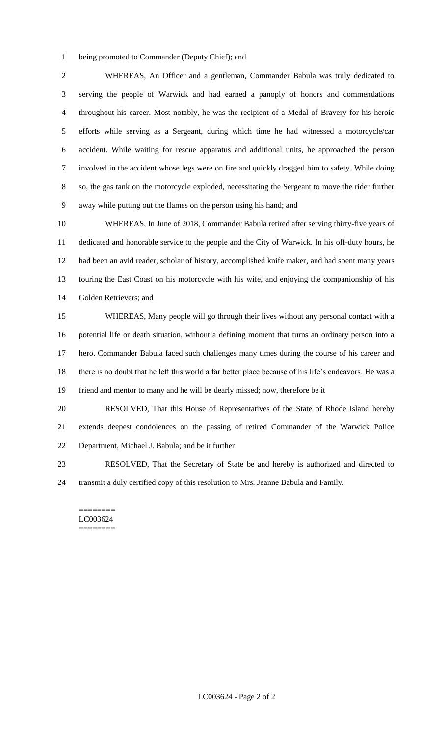being promoted to Commander (Deputy Chief); and

WHEREAS, An Officer and a gentleman, Commander Babula was truly dedicated to serving the people of Warwick and had earned a panoply of honors and commendations throughout his career. Most notably, he was the recipient of a Medal of Bravery for his heroic efforts while serving as a Sergeant, during which time he had witnessed a motorcycle/car accident. While waiting for rescue apparatus and additional units, he approached the person involved in the accident whose legs were on fire and quickly dragged him to safety. While doing so, the gas tank on the motorcycle exploded, necessitating the Sergeant to move the rider further away while putting out the flames on the person using his hand; and

WHEREAS, In June of 2018, Commander Babula retired after serving thirty-five years of dedicated and honorable service to the people and the City of Warwick. In his off-duty hours, he had been an avid reader, scholar of history, accomplished knife maker, and had spent many years touring the East Coast on his motorcycle with his wife, and enjoying the companionship of his Golden Retrievers; and

WHEREAS, Many people will go through their lives without any personal contact with a potential life or death situation, without a defining moment that turns an ordinary person into a hero. Commander Babula faced such challenges many times during the course of his career and there is no doubt that he left this world a far better place because of his life's endeavors. He was a friend and mentor to many and he will be dearly missed; now, therefore be it

RESOLVED, That this House of Representatives of the State of Rhode Island hereby extends deepest condolences on the passing of retired Commander of the Warwick Police Department, Michael J. Babula; and be it further

RESOLVED, That the Secretary of State be and hereby is authorized and directed to transmit a duly certified copy of this resolution to Mrs. Jeanne Babula and Family.

========
LC003624
========